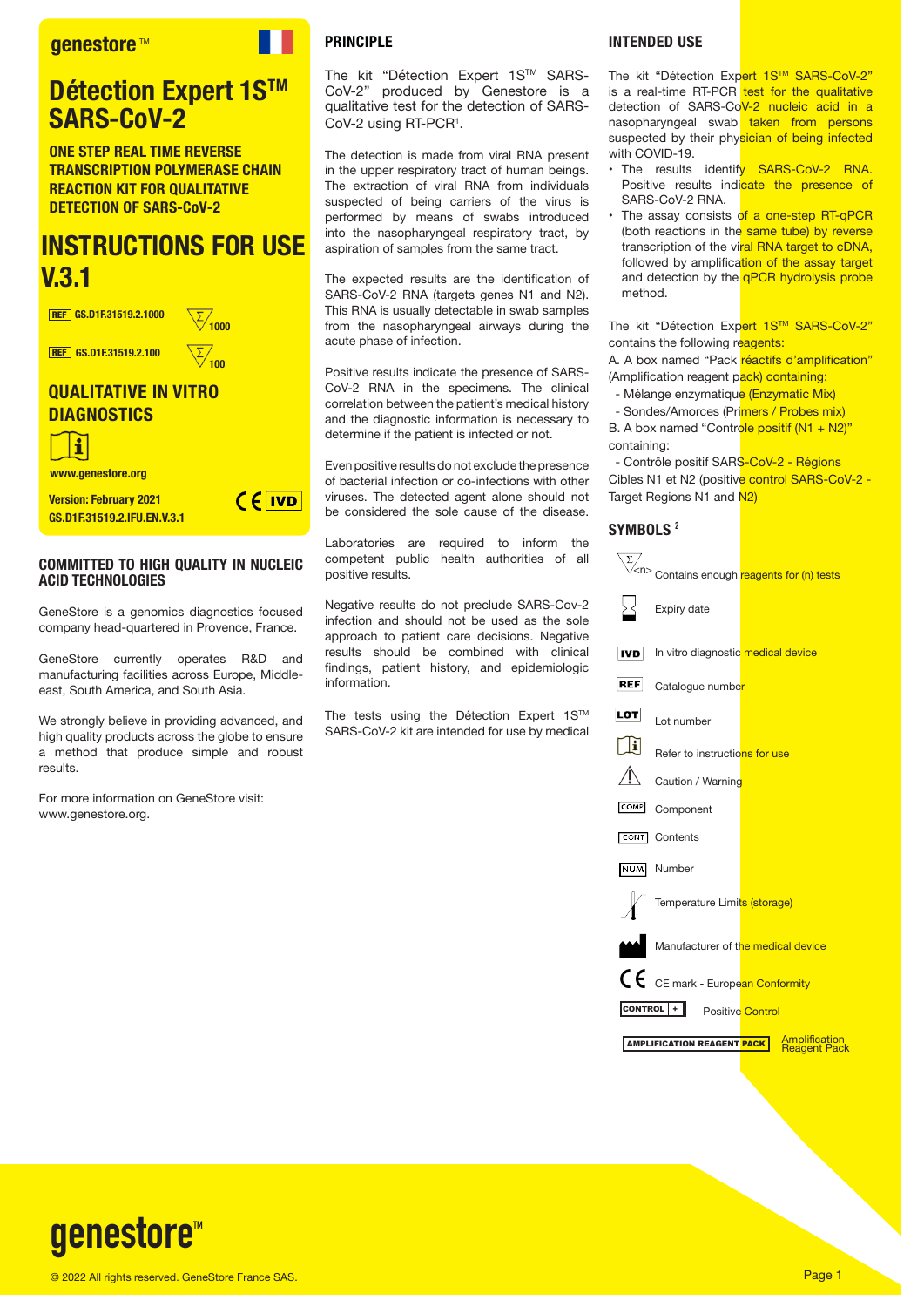genestore™

# Détection Expert 1S™ SARS-CoV-2

**ONE STEP REAL TIME REVERSE TRANSCRIPTION POLYMERASE CHAIN REACTION KIT FOR QUALITATIVE DETECTION OF SARS-CoV-2**

# INSTRUCTIONS FOR USE V.3.1

REF GS.D1F.31519.2.1000 — Σ 1000

REF GS.D1F.31519.2.100 — Σ 100

## QUALITATIVE IN VITRO DIAGNOSTICS

www.genestore.org

**Version: February 2021**
**GS.D1F.31519.2.IFU.EN.V.3.1**

CE IVD

## COMMITTED TO HIGH QUALITY IN NUCLEIC ACID TECHNOLOGIES

GeneStore is a genomics diagnostics focused company head-quartered in Provence, France.

GeneStore currently operates R&D and manufacturing facilities across Europe, Middle-east, South America, and South Asia.

We strongly believe in providing advanced, and high quality products across the globe to ensure a method that produce simple and robust results.

For more information on GeneStore visit: www.genestore.org.

## PRINCIPLE

The kit "Détection Expert 1S™ SARS-CoV-2" produced by Genestore is a qualitative test for the detection of SARS-CoV-2 using RT-PCR[1].

The detection is made from viral RNA present in the upper respiratory tract of human beings. The extraction of viral RNA from individuals suspected of being carriers of the virus is performed by means of swabs introduced into the nasopharyngeal respiratory tract, by aspiration of samples from the same tract.

The expected results are the identification of SARS-CoV-2 RNA (targets genes N1 and N2). This RNA is usually detectable in swab samples from the nasopharyngeal airways during the acute phase of infection.

Positive results indicate the presence of SARS-CoV-2 RNA in the specimens. The clinical correlation between the patient's medical history and the diagnostic information is necessary to determine if the patient is infected or not.

Even positive results do not exclude the presence of bacterial infection or co-infections with other viruses. The detected agent alone should not be considered the sole cause of the disease.

Laboratories are required to inform the competent public health authorities of all positive results.

Negative results do not preclude SARS-Cov-2 infection and should not be used as the sole approach to patient care decisions. Negative results should be combined with clinical findings, patient history, and epidemiologic information.

The tests using the Détection Expert 1S™ SARS-CoV-2 kit are intended for use by medical

## INTENDED USE

The kit "Détection Expert 1S™ SARS-CoV-2" is a real-time RT-PCR test for the qualitative detection of SARS-CoV-2 nucleic acid in a nasopharyngeal swab taken from persons suspected by their physician of being infected with COVID-19.

- The results identify SARS-CoV-2 RNA. Positive results indicate the presence of SARS-CoV-2 RNA.
- The assay consists of a one-step RT-qPCR (both reactions in the same tube) by reverse transcription of the viral RNA target to cDNA, followed by amplification of the assay target and detection by the qPCR hydrolysis probe method.

The kit "Détection Expert 1S™ SARS-CoV-2" contains the following reagents:

A. A box named "Pack réactifs d'amplification" (Amplification reagent pack) containing:
- Mélange enzymatique (Enzymatic Mix)
- Sondes/Amorces (Primers / Probes mix)

B. A box named "Controle positif (N1 + N2)" containing:
- Contrôle positif SARS-CoV-2 - Régions Cibles N1 et N2 (positive control SARS-CoV-2 - Target Regions N1 and N2)

## SYMBOLS [2]

- Σ <n> — Contains enough reagents for (n) tests
- Expiry date
- IVD — In vitro diagnostic medical device
- REF — Catalogue number
- LOT — Lot number
- Refer to instructions for use
- Caution / Warning
- COMP — Component
- CONT — Contents
- NUM — Number
- Temperature Limits (storage)
- Manufacturer of the medical device
- CE — CE mark - European Conformity
- CONTROL + — Positive Control
- AMPLIFICATION REAGENT PACK — Amplification Reagent Pack

genestore™

© 2022 All rights reserved. GeneStore France SAS.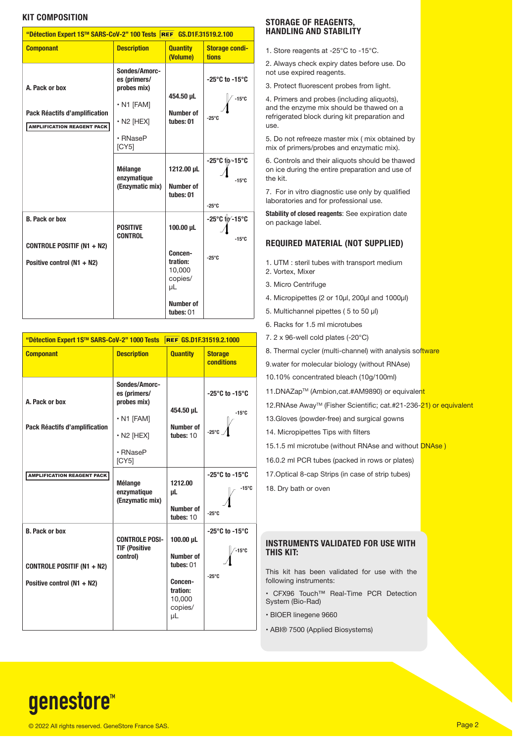## KIT COMPOSITION

| "Détection Expert 1S™ SARS-CoV-2" 100 Tests REF GS.D1F.31519.2.100 | | | |
|---|---|---|---|
| **Componant** | **Description** | **Quantity (Volume)** | **Storage conditions** |
| **A. Pack or box**<br><br>**Pack Réactifs d'amplification**<br><br>**AMPLIFICATION REAGENT PACK** | **Sondes/Amorces (primers/ probes mix)**<br><br>• N1 [FAM]<br><br>• N2 [HEX]<br><br>• RNaseP [CY5] | **454.50 µL**<br><br>**Number of tubes: 01** | **-25°C to -15°C** |
| | **Mélange enzymatique (Enzymatic mix)** | **1212.00 µL**<br><br>**Number of tubes: 01** | **-25°C to -15°C** |
| **B. Pack or box**<br><br>**CONTROLE POSITIF (N1 + N2)**<br><br>**Positive control (N1 + N2)** | **POSITIVE CONTROL** | **100.00 µL**<br><br>**Concentration:** 10,000 copies/ µL<br><br>**Number of tubes:** 01 | **-25°C to -15°C** |

| "Détection Expert 1S™ SARS-CoV-2" 1000 Tests REF GS.D1F.31519.2.1000 | | | |
|---|---|---|---|
| **Componant** | **Description** | **Quantity** | **Storage conditions** |
| **A. Pack or box**<br><br>**Pack Réactifs d'amplification** | **Sondes/Amorces (primers/ probes mix)**<br><br>• N1 [FAM]<br><br>• N2 [HEX]<br><br>• RNaseP [CY5] | **454.50 µL**<br><br>**Number of tubes: 10** | **-25°C to -15°C** |
| **AMPLIFICATION REAGENT PACK** | **Mélange enzymatique (Enzymatic mix)** | **1212.00 µL**<br><br>**Number of tubes:** 10 | **-25°C to -15°C** |
| **B. Pack or box**<br><br>**CONTROLE POSITIF (N1 + N2)**<br><br>**Positive control (N1 + N2)** | **CONTROLE POSITIF (Positive control)** | **100.00 µL**<br><br>**Number of tubes:** 01<br><br>**Concentration:** 10,000 copies/ µL | **-25°C to -15°C** |

## STORAGE OF REAGENTS, HANDLING AND STABILITY

1. Store reagents at -25°C to -15°C.
2. Always check expiry dates before use. Do not use expired reagents.
3. Protect fluorescent probes from light.
4. Primers and probes (including aliquots), and the enzyme mix should be thawed on a refrigerated block during kit preparation and use.
5. Do not refreeze master mix ( mix obtained by mix of primers/probes and enzymatic mix).
6. Controls and their aliquots should be thawed on ice during the entire preparation and use of the kit.
7. For in vitro diagnostic use only by qualified laboratories and for professional use.

**Stability of closed reagents**: See expiration date on package label.

## REQUIRED MATERIAL (NOT SUPPLIED)

1. UTM : steril tubes with transport medium
2. Vortex, Mixer
3. Micro Centrifuge
4. Micropipettes (2 or 10µl, 200µl and 1000µl)
5. Multichannel pipettes ( 5 to 50 µl)
6. Racks for 1.5 ml microtubes
7. 2 x 96-well cold plates (-20°C)
8. Thermal cycler (multi-channel) with analysis software
9. water for molecular biology (without RNAse)
10. 10% concentrated bleach (10g/100ml)
11. DNAZap™ (Ambion,cat.#AM9890) or equivalent
12. RNase Away™ (Fisher Scientific; cat.#21-236-21) or equivalent
13. Gloves (powder-free) and surgical gowns
14. Micropipettes Tips with filters
15. 1.5 ml microtube (without RNAse and without DNAse )
16. 0.2 ml PCR tubes (packed in rows or plates)
17. Optical 8-cap Strips (in case of strip tubes)
18. Dry bath or oven

## INSTRUMENTS VALIDATED FOR USE WITH THIS KIT:

This kit has been validated for use with the following instruments:

- CFX96 Touch™ Real-Time PCR Detection System (Bio-Rad)
- BIOER linegene 9660
- ABI® 7500 (Applied Biosystems)

genestore™

© 2022 All rights reserved. GeneStore France SAS.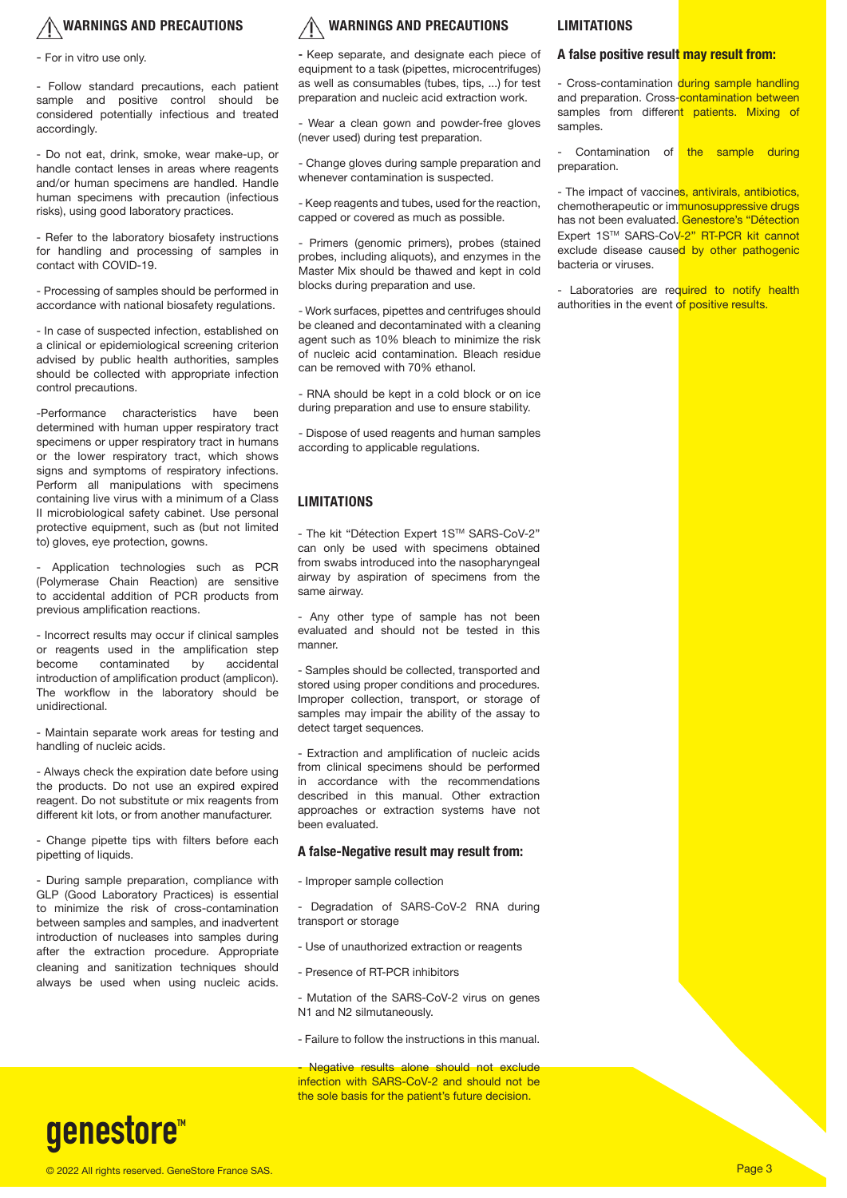## WARNINGS AND PRECAUTIONS

- For in vitro use only.

- Follow standard precautions, each patient sample and positive control should be considered potentially infectious and treated accordingly.

- Do not eat, drink, smoke, wear make-up, or handle contact lenses in areas where reagents and/or human specimens are handled. Handle human specimens with precaution (infectious risks), using good laboratory practices.

- Refer to the laboratory biosafety instructions for handling and processing of samples in contact with COVID-19.

- Processing of samples should be performed in accordance with national biosafety regulations.

- In case of suspected infection, established on a clinical or epidemiological screening criterion advised by public health authorities, samples should be collected with appropriate infection control precautions.

-Performance characteristics have been determined with human upper respiratory tract specimens or upper respiratory tract in humans or the lower respiratory tract, which shows signs and symptoms of respiratory infections. Perform all manipulations with specimens containing live virus with a minimum of a Class II microbiological safety cabinet. Use personal protective equipment, such as (but not limited to) gloves, eye protection, gowns.

- Application technologies such as PCR (Polymerase Chain Reaction) are sensitive to accidental addition of PCR products from previous amplification reactions.

- Incorrect results may occur if clinical samples or reagents used in the amplification step become contaminated by accidental introduction of amplification product (amplicon). The workflow in the laboratory should be unidirectional.

- Maintain separate work areas for testing and handling of nucleic acids.

- Always check the expiration date before using the products. Do not use an expired expired reagent. Do not substitute or mix reagents from different kit lots, or from another manufacturer.

- Change pipette tips with filters before each pipetting of liquids.

- During sample preparation, compliance with GLP (Good Laboratory Practices) is essential to minimize the risk of cross-contamination between samples and samples, and inadvertent introduction of nucleases into samples during after the extraction procedure. Appropriate cleaning and sanitization techniques should always be used when using nucleic acids.

## WARNINGS AND PRECAUTIONS

- Keep separate, and designate each piece of equipment to a task (pipettes, microcentrifuges) as well as consumables (tubes, tips, ...) for test preparation and nucleic acid extraction work.

- Wear a clean gown and powder-free gloves (never used) during test preparation.

- Change gloves during sample preparation and whenever contamination is suspected.

- Keep reagents and tubes, used for the reaction, capped or covered as much as possible.

- Primers (genomic primers), probes (stained probes, including aliquots), and enzymes in the Master Mix should be thawed and kept in cold blocks during preparation and use.

- Work surfaces, pipettes and centrifuges should be cleaned and decontaminated with a cleaning agent such as 10% bleach to minimize the risk of nucleic acid contamination. Bleach residue can be removed with 70% ethanol.

- RNA should be kept in a cold block or on ice during preparation and use to ensure stability.

- Dispose of used reagents and human samples according to applicable regulations.

## LIMITATIONS

- The kit "Détection Expert 1S™ SARS-CoV-2" can only be used with specimens obtained from swabs introduced into the nasopharyngeal airway by aspiration of specimens from the same airway.

- Any other type of sample has not been evaluated and should not be tested in this manner.

- Samples should be collected, transported and stored using proper conditions and procedures. Improper collection, transport, or storage of samples may impair the ability of the assay to detect target sequences.

- Extraction and amplification of nucleic acids from clinical specimens should be performed in accordance with the recommendations described in this manual. Other extraction approaches or extraction systems have not been evaluated.

### A false-Negative result may result from:

- Improper sample collection

- Degradation of SARS-CoV-2 RNA during transport or storage

- Use of unauthorized extraction or reagents

- Presence of RT-PCR inhibitors

- Mutation of the SARS-CoV-2 virus on genes N1 and N2 silmutaneously.

- Failure to follow the instructions in this manual.

- Negative results alone should not exclude infection with SARS-CoV-2 and should not be the sole basis for the patient's future decision.

## LIMITATIONS

### A false positive result may result from:

- Cross-contamination during sample handling and preparation. Cross-contamination between samples from different patients. Mixing of samples.

- Contamination of the sample during preparation.

- The impact of vaccines, antivirals, antibiotics, chemotherapeutic or immunosuppressive drugs has not been evaluated. Genestore's "Détection Expert 1S™ SARS-CoV-2" RT-PCR kit cannot exclude disease caused by other pathogenic bacteria or viruses.

- Laboratories are required to notify health authorities in the event of positive results.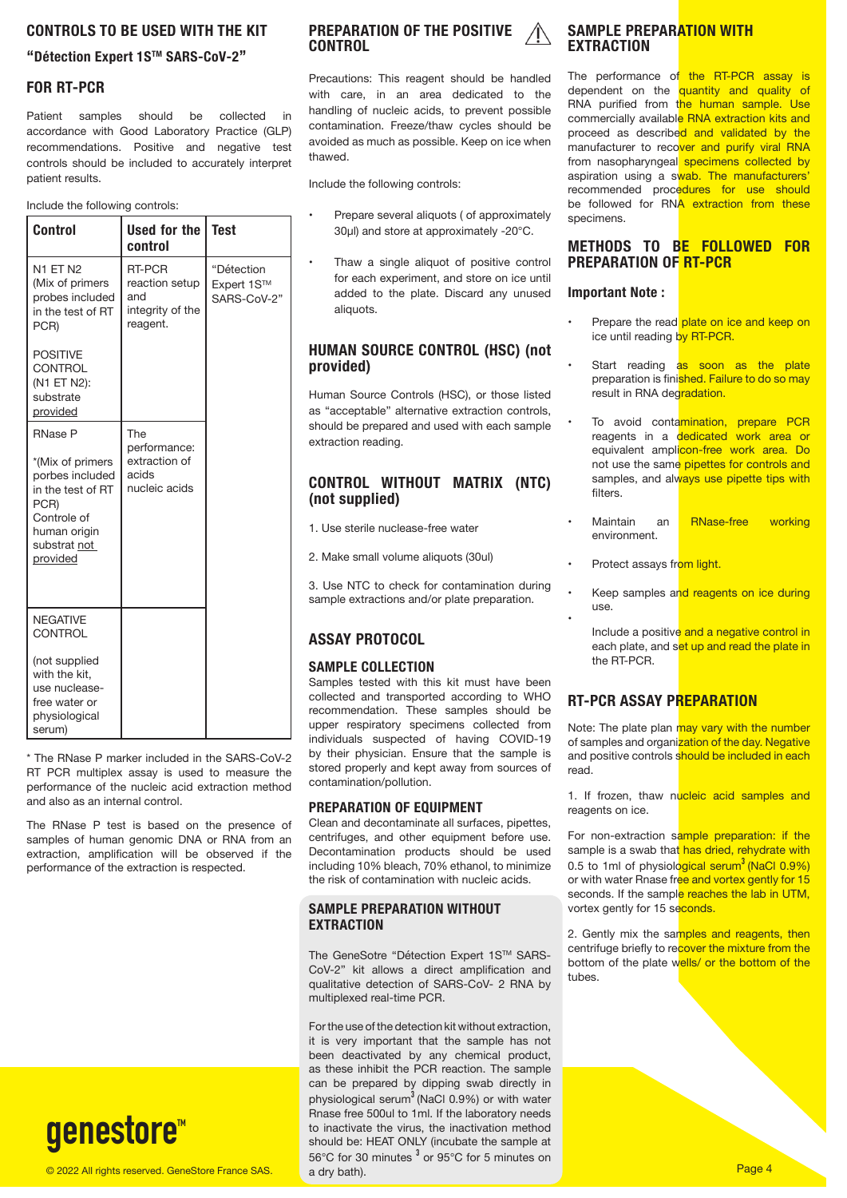## CONTROLS TO BE USED WITH THE KIT

### "Détection Expert 1S™ SARS-CoV-2"

## FOR RT-PCR

Patient samples should be collected in accordance with Good Laboratory Practice (GLP) recommendations. Positive and negative test controls should be included to accurately interpret patient results.

Include the following controls:

| Control | Used for the control | Test |
|---|---|---|
| N1 ET N2 (Mix of primers probes included in the test of RT PCR)<br><br>POSITIVE CONTROL (N1 ET N2): substrate provided | RT-PCR reaction setup and integrity of the reagent. | "Détection Expert 1S™ SARS-CoV-2" |
| RNase P<br><br>*(Mix of primers porbes included in the test of RT PCR) Controle of human origin substrat not provided | The performance: extraction of acids nucleic acids | |
| NEGATIVE CONTROL<br><br>(not supplied with the kit, use nuclease-free water or physiological serum) | | |

\* The RNase P marker included in the SARS-CoV-2 RT PCR multiplex assay is used to measure the performance of the nucleic acid extraction method and also as an internal control.

The RNase P test is based on the presence of samples of human genomic DNA or RNA from an extraction, amplification will be observed if the performance of the extraction is respected.

## PREPARATION OF THE POSITIVE CONTROL

Precautions: This reagent should be handled with care, in an area dedicated to the handling of nucleic acids, to prevent possible contamination. Freeze/thaw cycles should be avoided as much as possible. Keep on ice when thawed.

Include the following controls:

- Prepare several aliquots ( of approximately 30µl) and store at approximately -20°C.
- Thaw a single aliquot of positive control for each experiment, and store on ice until added to the plate. Discard any unused aliquots.

## HUMAN SOURCE CONTROL (HSC) (not provided)

Human Source Controls (HSC), or those listed as "acceptable" alternative extraction controls, should be prepared and used with each sample extraction reading.

## CONTROL WITHOUT MATRIX (NTC) (not supplied)

1. Use sterile nuclease-free water

2. Make small volume aliquots (30ul)

3. Use NTC to check for contamination during sample extractions and/or plate preparation.

## ASSAY PROTOCOL

### SAMPLE COLLECTION

Samples tested with this kit must have been collected and transported according to WHO recommendation. These samples should be upper respiratory specimens collected from individuals suspected of having COVID-19 by their physician. Ensure that the sample is stored properly and kept away from sources of contamination/pollution.

### PREPARATION OF EQUIPMENT

Clean and decontaminate all surfaces, pipettes, centrifuges, and other equipment before use. Decontamination products should be used including 10% bleach, 70% ethanol, to minimize the risk of contamination with nucleic acids.

### SAMPLE PREPARATION WITHOUT EXTRACTION

The GeneSotre "Détection Expert 1S™ SARS-CoV-2" kit allows a direct amplification and qualitative detection of SARS-CoV- 2 RNA by multiplexed real-time PCR.

For the use of the detection kit without extraction, it is very important that the sample has not been deactivated by any chemical product, as these inhibit the PCR reaction. The sample can be prepared by dipping swab directly in physiological serum[3] (NaCl 0.9%) or with water Rnase free 500ul to 1ml. If the laboratory needs to inactivate the virus, the inactivation method should be: HEAT ONLY (incubate the sample at 56°C for 30 minutes [3] or 95°C for 5 minutes on a dry bath).

## SAMPLE PREPARATION WITH EXTRACTION

The performance of the RT-PCR assay is dependent on the quantity and quality of RNA purified from the human sample. Use commercially available RNA extraction kits and proceed as described and validated by the manufacturer to recover and purify viral RNA from nasopharyngeal specimens collected by aspiration using a swab. The manufacturers' recommended procedures for use should be followed for RNA extraction from these specimens.

## METHODS TO BE FOLLOWED FOR PREPARATION OF RT-PCR

### Important Note :

- Prepare the read plate on ice and keep on ice until reading by RT-PCR.
- Start reading as soon as the plate preparation is finished. Failure to do so may result in RNA degradation.
- To avoid contamination, prepare PCR reagents in a dedicated work area or equivalent amplicon-free work area. Do not use the same pipettes for controls and samples, and always use pipette tips with filters.
- Maintain an RNase-free working environment.
- Protect assays from light.
- Keep samples and reagents on ice during use.
- Include a positive and a negative control in each plate, and set up and read the plate in the RT-PCR.

## RT-PCR ASSAY PREPARATION

Note: The plate plan may vary with the number of samples and organization of the day. Negative and positive controls should be included in each read.

1. If frozen, thaw nucleic acid samples and reagents on ice.

For non-extraction sample preparation: if the sample is a swab that has dried, rehydrate with 0.5 to 1ml of physiological serum[3] (NaCl 0.9%) or with water Rnase free and vortex gently for 15 seconds. If the sample reaches the lab in UTM, vortex gently for 15 seconds.

2. Gently mix the samples and reagents, then centrifuge briefly to recover the mixture from the bottom of the plate wells/ or the bottom of the tubes.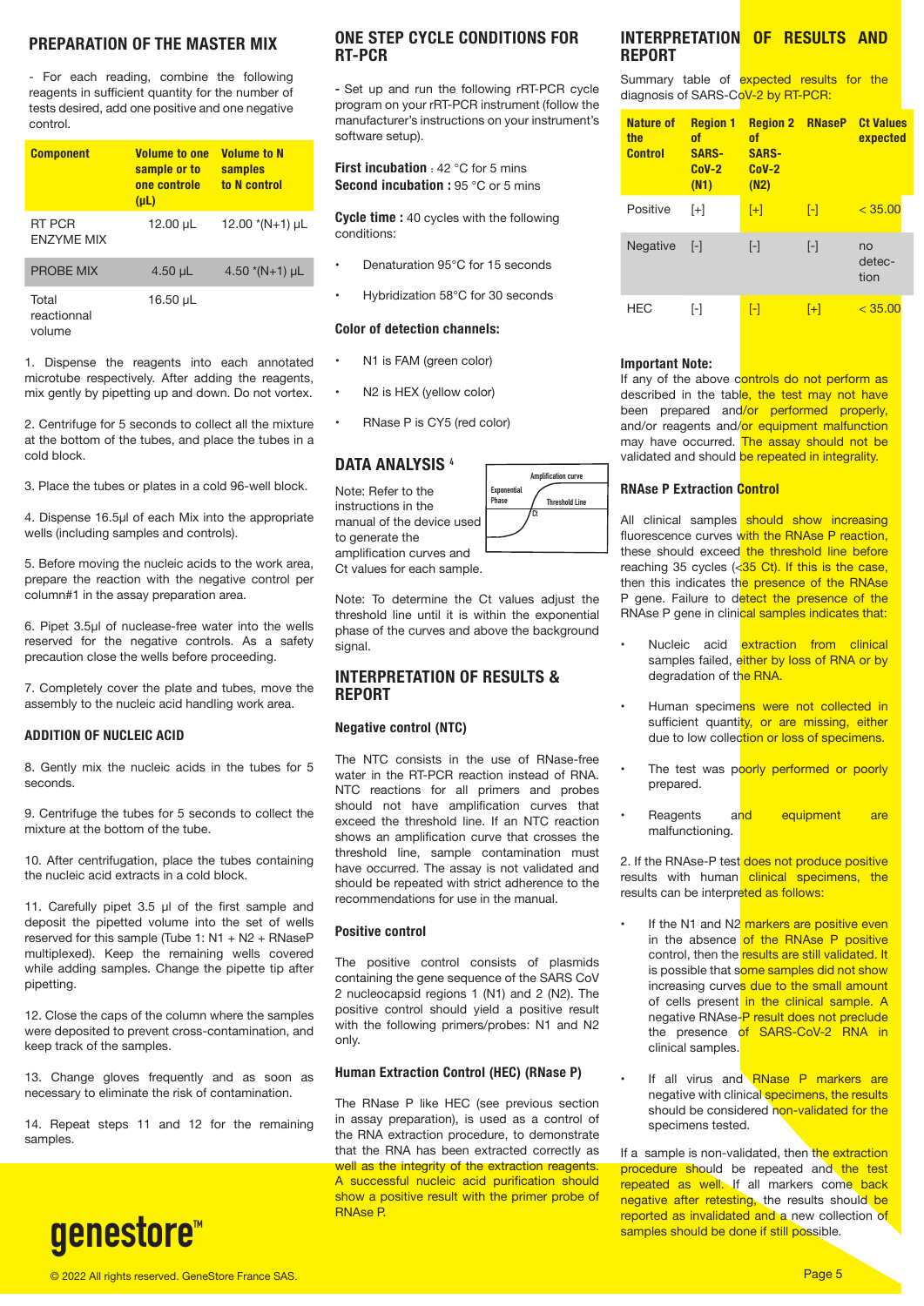## PREPARATION OF THE MASTER MIX

- For each reading, combine the following reagents in sufficient quantity for the number of tests desired, add one positive and one negative control.

| Component | Volume to one sample or to one controle (µL) | Volume to N samples to N control |
|---|---|---|
| RT PCR ENZYME MIX | 12.00 µL | 12.00 *(N+1) µL |
| PROBE MIX | 4.50 µL | 4.50 *(N+1) µL |
| Total reactionnal volume | 16.50 µL | |

1. Dispense the reagents into each annotated microtube respectively. After adding the reagents, mix gently by pipetting up and down. Do not vortex.

2. Centrifuge for 5 seconds to collect all the mixture at the bottom of the tubes, and place the tubes in a cold block.

3. Place the tubes or plates in a cold 96-well block.

4. Dispense 16.5µl of each Mix into the appropriate wells (including samples and controls).

5. Before moving the nucleic acids to the work area, prepare the reaction with the negative control per column#1 in the assay preparation area.

6. Pipet 3.5µl of nuclease-free water into the wells reserved for the negative controls. As a safety precaution close the wells before proceeding.

7. Completely cover the plate and tubes, move the assembly to the nucleic acid handling work area.

### ADDITION OF NUCLEIC ACID

8. Gently mix the nucleic acids in the tubes for 5 seconds.

9. Centrifuge the tubes for 5 seconds to collect the mixture at the bottom of the tube.

10. After centrifugation, place the tubes containing the nucleic acid extracts in a cold block.

11. Carefully pipet 3.5 µl of the first sample and deposit the pipetted volume into the set of wells reserved for this sample (Tube 1: N1 + N2 + RNaseP multiplexed). Keep the remaining wells covered while adding samples. Change the pipette tip after pipetting.

12. Close the caps of the column where the samples were deposited to prevent cross-contamination, and keep track of the samples.

13. Change gloves frequently and as soon as necessary to eliminate the risk of contamination.

14. Repeat steps 11 and 12 for the remaining samples.

## ONE STEP CYCLE CONDITIONS FOR RT-PCR

- Set up and run the following rRT-PCR cycle program on your rRT-PCR instrument (follow the manufacturer's instructions on your instrument's software setup).

**First incubation** : 42 °C for 5 mins
**Second incubation :** 95 °C or 5 mins

**Cycle time :** 40 cycles with the following conditions:

- Denaturation 95°C for 15 seconds
- Hybridization 58°C for 30 seconds

**Color of detection channels:**

- N1 is FAM (green color)
- N2 is HEX (yellow color)
- RNase P is CY5 (red color)

## DATA ANALYSIS [4]

Note: Refer to the instructions in the manual of the device used to generate the amplification curves and Ct values for each sample.

Amplification curve
Exponential Phase
Threshold Line
Ct

Note: To determine the Ct values adjust the threshold line until it is within the exponential phase of the curves and above the background signal.

## INTERPRETATION OF RESULTS & REPORT

### Negative control (NTC)

The NTC consists in the use of RNase-free water in the RT-PCR reaction instead of RNA. NTC reactions for all primers and probes should not have amplification curves that exceed the threshold line. If an NTC reaction shows an amplification curve that crosses the threshold line, sample contamination must have occurred. The assay is not validated and should be repeated with strict adherence to the recommendations for use in the manual.

### Positive control

The positive control consists of plasmids containing the gene sequence of the SARS CoV 2 nucleocapsid regions 1 (N1) and 2 (N2). The positive control should yield a positive result with the following primers/probes: N1 and N2 only.

### Human Extraction Control (HEC) (RNase P)

The RNase P like HEC (see previous section in assay preparation), is used as a control of the RNA extraction procedure, to demonstrate that the RNA has been extracted correctly as well as the integrity of the extraction reagents. A successful nucleic acid purification should show a positive result with the primer probe of RNAse P.

## INTERPRETATION OF RESULTS AND REPORT

Summary table of expected results for the diagnosis of SARS-CoV-2 by RT-PCR:

| Nature of the Control | Region 1 of SARS-CoV-2 (N1) | Region 2 of SARS-CoV-2 (N2) | RNaseP | Ct Values expected |
|---|---|---|---|---|
| Positive | [+] | [+] | [-] | < 35.00 |
| Negative | [-] | [-] | [-] | no detection |
| HEC | [-] | [-] | [+] | < 35.00 |

**Important Note:**
If any of the above controls do not perform as described in the table, the test may not have been prepared and/or performed properly, and/or reagents and/or equipment malfunction may have occurred. The assay should not be validated and should be repeated in integrality.

### RNase P Extraction Control

All clinical samples should show increasing fluorescence curves with the RNAse P reaction, these should exceed the threshold line before reaching 35 cycles (<35 Ct). If this is the case, then this indicates the presence of the RNAse P gene. Failure to detect the presence of the RNAse P gene in clinical samples indicates that:

- Nucleic acid extraction from clinical samples failed, either by loss of RNA or by degradation of the RNA.
- Human specimens were not collected in sufficient quantity, or are missing, either due to low collection or loss of specimens.
- The test was poorly performed or poorly prepared.
- Reagents and equipment are malfunctioning.

2. If the RNAse-P test does not produce positive results with human clinical specimens, the results can be interpreted as follows:

- If the N1 and N2 markers are positive even in the absence of the RNAse P positive control, then the results are still validated. It is possible that some samples did not show increasing curves due to the small amount of cells present in the clinical sample. A negative RNAse-P result does not preclude the presence of SARS-CoV-2 RNA in clinical samples.
- If all virus and RNAse P markers are negative with clinical specimens, the results should be considered non-validated for the specimens tested.

If a sample is non-validated, then the extraction procedure should be repeated and the test repeated as well. If all markers come back negative after retesting, the results should be reported as invalidated and a new collection of samples should be done if still possible.

genestore™

© 2022 All rights reserved. GeneStore France SAS.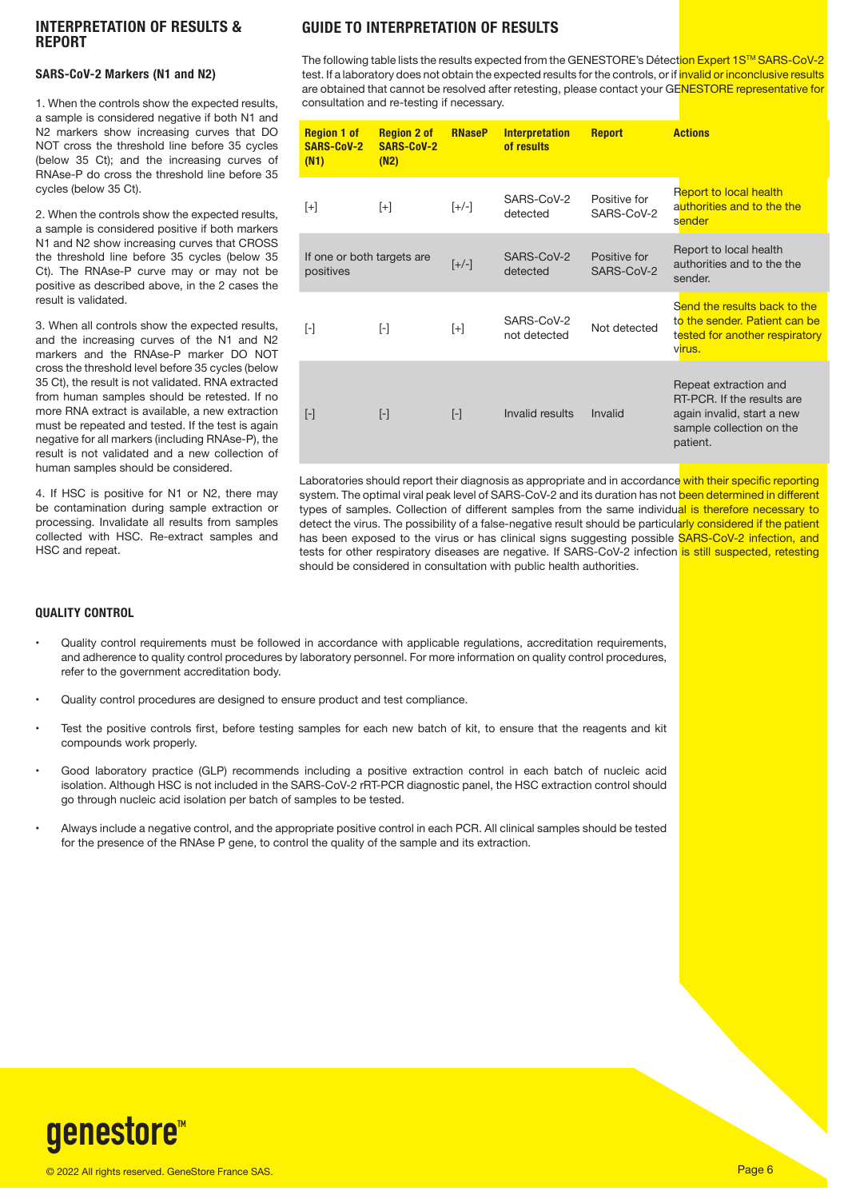## INTERPRETATION OF RESULTS & REPORT

### SARS-CoV-2 Markers (N1 and N2)

1. When the controls show the expected results, a sample is considered negative if both N1 and N2 markers show increasing curves that DO NOT cross the threshold line before 35 cycles (below 35 Ct); and the increasing curves of RNAse-P do cross the threshold line before 35 cycles (below 35 Ct).

2. When the controls show the expected results, a sample is considered positive if both markers N1 and N2 show increasing curves that CROSS the threshold line before 35 cycles (below 35 Ct). The RNAse-P curve may or may not be positive as described above, in the 2 cases the result is validated.

3. When all controls show the expected results, and the increasing curves of the N1 and N2 markers and the RNAse-P marker DO NOT cross the threshold level before 35 cycles (below 35 Ct), the result is not validated. RNA extracted from human samples should be retested. If no more RNA extract is available, a new extraction must be repeated and tested. If the test is again negative for all markers (including RNAse-P), the result is not validated and a new collection of human samples should be considered.

4. If HSC is positive for N1 or N2, there may be contamination during sample extraction or processing. Invalidate all results from samples collected with HSC. Re-extract samples and HSC and repeat.

## GUIDE TO INTERPRETATION OF RESULTS

The following table lists the results expected from the GENESTORE's Détection Expert 1S™ SARS-CoV-2 test. If a laboratory does not obtain the expected results for the controls, or if invalid or inconclusive results are obtained that cannot be resolved after retesting, please contact your GENESTORE representative for consultation and re-testing if necessary.

| Region 1 of SARS-CoV-2 (N1) | Region 2 of SARS-CoV-2 (N2) | RNaseP | Interpretation of results | Report | Actions |
|---|---|---|---|---|---|
| [+] | [+] | [+/-] | SARS-CoV-2 detected | Positive for SARS-CoV-2 | Report to local health authorities and to the the sender |
| If one or both targets are positives | | [+/-] | SARS-CoV-2 detected | Positive for SARS-CoV-2 | Report to local health authorities and to the the sender. |
| [-] | [-] | [+] | SARS-CoV-2 not detected | Not detected | Send the results back to the to the sender. Patient can be tested for another respiratory virus. |
| [-] | [-] | [-] | Invalid results | Invalid | Repeat extraction and RT-PCR. If the results are again invalid, start a new sample collection on the patient. |

Laboratories should report their diagnosis as appropriate and in accordance with their specific reporting system. The optimal viral peak level of SARS-CoV-2 and its duration has not been determined in different types of samples. Collection of different samples from the same individual is therefore necessary to detect the virus. The possibility of a false-negative result should be particularly considered if the patient has been exposed to the virus or has clinical signs suggesting possible SARS-CoV-2 infection, and tests for other respiratory diseases are negative. If SARS-CoV-2 infection is still suspected, retesting should be considered in consultation with public health authorities.

## QUALITY CONTROL

- Quality control requirements must be followed in accordance with applicable regulations, accreditation requirements, and adherence to quality control procedures by laboratory personnel. For more information on quality control procedures, refer to the government accreditation body.
- Quality control procedures are designed to ensure product and test compliance.
- Test the positive controls first, before testing samples for each new batch of kit, to ensure that the reagents and kit compounds work properly.
- Good laboratory practice (GLP) recommends including a positive extraction control in each batch of nucleic acid isolation. Although HSC is not included in the SARS-CoV-2 rRT-PCR diagnostic panel, the HSC extraction control should go through nucleic acid isolation per batch of samples to be tested.
- Always include a negative control, and the appropriate positive control in each PCR. All clinical samples should be tested for the presence of the RNAse P gene, to control the quality of the sample and its extraction.

genestore™

© 2022 All rights reserved. GeneStore France SAS.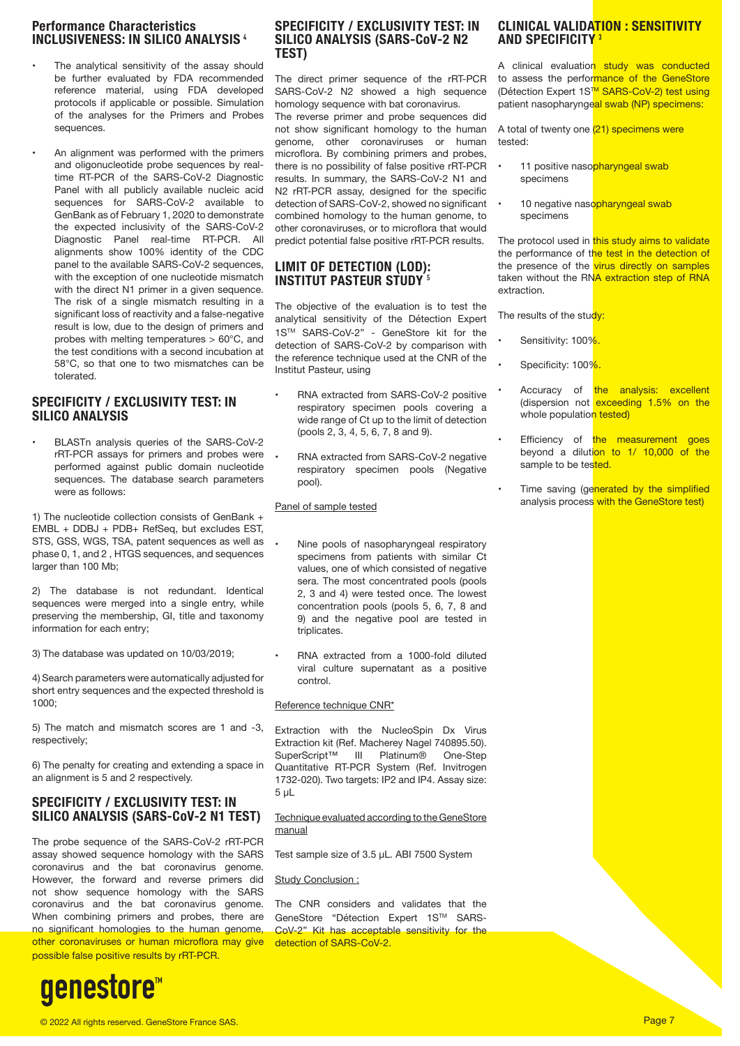## Performance Characteristics INCLUSIVENESS: IN SILICO ANALYSIS [4]

- The analytical sensitivity of the assay should be further evaluated by FDA recommended reference material, using FDA developed protocols if applicable or possible. Simulation of the analyses for the Primers and Probes sequences.
- An alignment was performed with the primers and oligonucleotide probe sequences by real-time RT-PCR of the SARS-CoV-2 Diagnostic Panel with all publicly available nucleic acid sequences for SARS-CoV-2 available to GenBank as of February 1, 2020 to demonstrate the expected inclusivity of the SARS-CoV-2 Diagnostic Panel real-time RT-PCR. All alignments show 100% identity of the CDC panel to the available SARS-CoV-2 sequences, with the exception of one nucleotide mismatch with the direct N1 primer in a given sequence. The risk of a single mismatch resulting in a significant loss of reactivity and a false-negative result is low, due to the design of primers and probes with melting temperatures > 60°C, and the test conditions with a second incubation at 58°C, so that one to two mismatches can be tolerated.

## SPECIFICITY / EXCLUSIVITY TEST: IN SILICO ANALYSIS

- BLASTn analysis queries of the SARS-CoV-2 rRT-PCR assays for primers and probes were performed against public domain nucleotide sequences. The database search parameters were as follows:

1) The nucleotide collection consists of GenBank + EMBL + DDBJ + PDB+ RefSeq, but excludes EST, STS, GSS, WGS, TSA, patent sequences as well as phase 0, 1, and 2 , HTGS sequences, and sequences larger than 100 Mb;

2) The database is not redundant. Identical sequences were merged into a single entry, while preserving the membership, GI, title and taxonomy information for each entry;

3) The database was updated on 10/03/2019;

4) Search parameters were automatically adjusted for short entry sequences and the expected threshold is 1000;

5) The match and mismatch scores are 1 and -3, respectively;

6) The penalty for creating and extending a space in an alignment is 5 and 2 respectively.

## SPECIFICITY / EXCLUSIVITY TEST: IN SILICO ANALYSIS (SARS-CoV-2 N1 TEST)

The probe sequence of the SARS-CoV-2 rRT-PCR assay showed sequence homology with the SARS coronavirus and the bat coronavirus genome. However, the forward and reverse primers did not show sequence homology with the SARS coronavirus and the bat coronavirus genome. When combining primers and probes, there are no significant homologies to the human genome, other coronaviruses or human microflora may give possible false positive results by rRT-PCR.

## SPECIFICITY / EXCLUSIVITY TEST: IN SILICO ANALYSIS (SARS-CoV-2 N2 TEST)

The direct primer sequence of the rRT-PCR SARS-CoV-2 N2 showed a high sequence homology sequence with bat coronavirus.
The reverse primer and probe sequences did not show significant homology to the human genome, other coronaviruses or human microflora. By combining primers and probes, there is no possibility of false positive rRT-PCR results. In summary, the SARS-CoV-2 N1 and N2 rRT-PCR assay, designed for the specific detection of SARS-CoV-2, showed no significant combined homology to the human genome, to other coronaviruses, or to microflora that would predict potential false positive rRT-PCR results.

## LIMIT OF DETECTION (LOD): INSTITUT PASTEUR STUDY [5]

The objective of the evaluation is to test the analytical sensitivity of the Détection Expert 1S™ SARS-CoV-2" - GeneStore kit for the detection of SARS-CoV-2 by comparison with the reference technique used at the CNR of the Institut Pasteur, using

- RNA extracted from SARS-CoV-2 positive respiratory specimen pools covering a wide range of Ct up to the limit of detection (pools 2, 3, 4, 5, 6, 7, 8 and 9).
- RNA extracted from SARS-CoV-2 negative respiratory specimen pools (Negative pool).

Panel of sample tested

- Nine pools of nasopharyngeal respiratory specimens from patients with similar Ct values, one of which consisted of negative sera. The most concentrated pools (pools 2, 3 and 4) were tested once. The lowest concentration pools (pools 5, 6, 7, 8 and 9) and the negative pool are tested in triplicates.
- RNA extracted from a 1000-fold diluted viral culture supernatant as a positive control.

Reference technique CNR*

Extraction with the NucleoSpin Dx Virus Extraction kit (Ref. Macherey Nagel 740895.50). SuperScript™ III Platinum® One-Step Quantitative RT-PCR System (Ref. Invitrogen 1732-020). Two targets: IP2 and IP4. Assay size: 5 µL

Technique evaluated according to the GeneStore manual

Test sample size of 3.5 µL. ABI 7500 System

Study Conclusion :

The CNR considers and validates that the GeneStore "Détection Expert 1S™ SARS-CoV-2" Kit has acceptable sensitivity for the detection of SARS-CoV-2.

## CLINICAL VALIDATION : SENSITIVITY AND SPECIFICITY [3]

A clinical evaluation study was conducted to assess the performance of the GeneStore (Détection Expert 1S™ SARS-CoV-2) test using patient nasopharyngeal swab (NP) specimens:

A total of twenty one (21) specimens were tested:

- 11 positive nasopharyngeal swab specimens
- 10 negative nasopharyngeal swab specimens

The protocol used in this study aims to validate the performance of the test in the detection of the presence of the virus directly on samples taken without the RNA extraction step of RNA extraction.

The results of the study:

- Sensitivity: 100%.
- Specificity: 100%.
- Accuracy of the analysis: excellent (dispersion not exceeding 1.5% on the whole population tested)
- Efficiency of the measurement goes beyond a dilution to 1/ 10,000 of the sample to be tested.
- Time saving (generated by the simplified analysis process with the GeneStore test)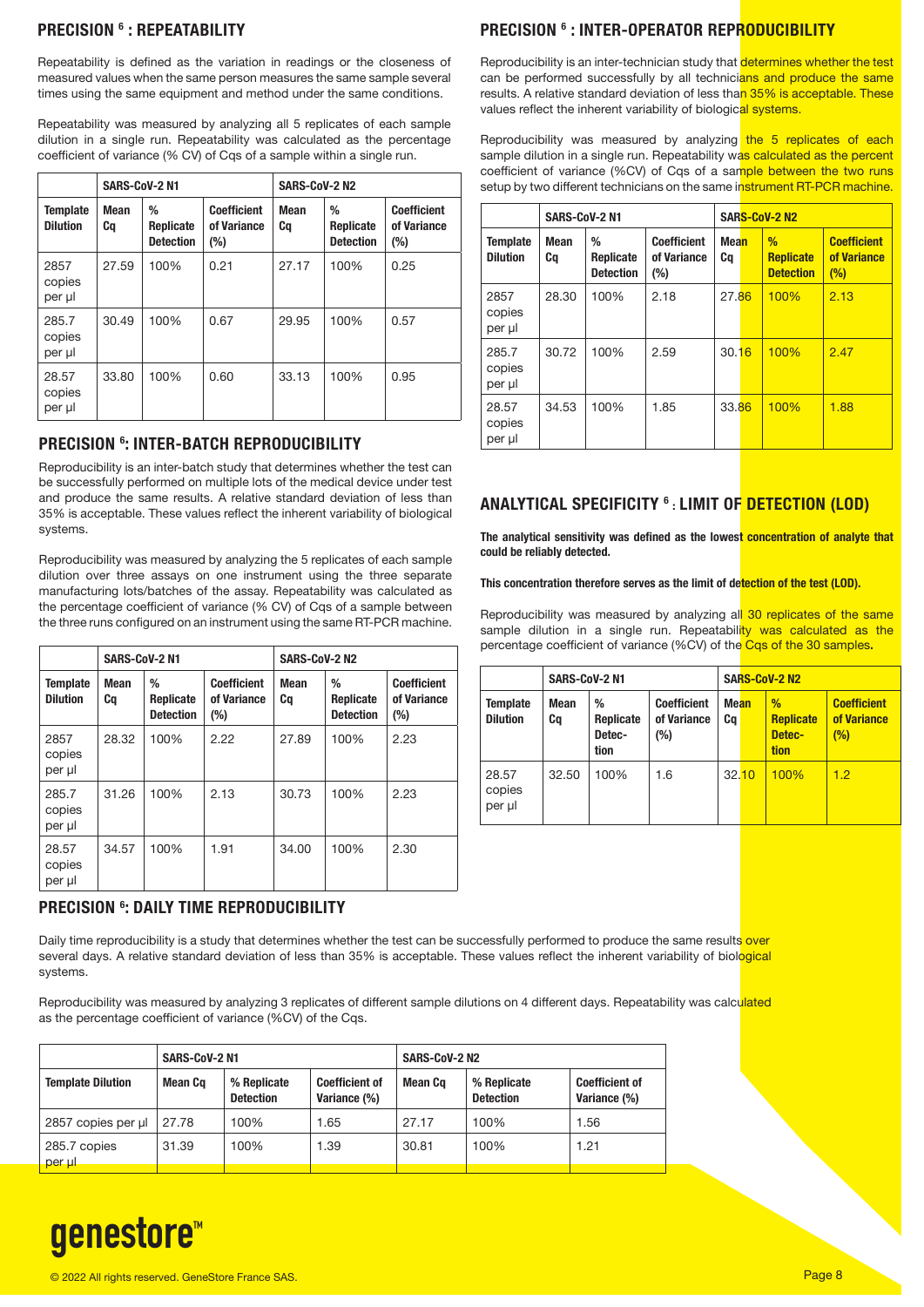## PRECISION [6] : REPEATABILITY

Repeatability is defined as the variation in readings or the closeness of measured values when the same person measures the same sample several times using the same equipment and method under the same conditions.

Repeatability was measured by analyzing all 5 replicates of each sample dilution in a single run. Repeatability was calculated as the percentage coefficient of variance (% CV) of Cqs of a sample within a single run.

| | SARS-CoV-2 N1 | | | SARS-CoV-2 N2 | | |
|---|---|---|---|---|---|---|
| **Template Dilution** | **Mean Cq** | **% Replicate Detection** | **Coefficient of Variance (%)** | **Mean Cq** | **% Replicate Detection** | **Coefficient of Variance (%)** |
| 2857 copies per µl | 27.59 | 100% | 0.21 | 27.17 | 100% | 0.25 |
| 285.7 copies per µl | 30.49 | 100% | 0.67 | 29.95 | 100% | 0.57 |
| 28.57 copies per µl | 33.80 | 100% | 0.60 | 33.13 | 100% | 0.95 |

## PRECISION [6]: INTER-BATCH REPRODUCIBILITY

Reproducibility is an inter-batch study that determines whether the test can be successfully performed on multiple lots of the medical device under test and produce the same results. A relative standard deviation of less than 35% is acceptable. These values reflect the inherent variability of biological systems.

Reproducibility was measured by analyzing the 5 replicates of each sample dilution over three assays on one instrument using the three separate manufacturing lots/batches of the assay. Repeatability was calculated as the percentage coefficient of variance (% CV) of Cqs of a sample between the three runs configured on an instrument using the same RT-PCR machine.

| | SARS-CoV-2 N1 | | | SARS-CoV-2 N2 | | |
|---|---|---|---|---|---|---|
| **Template Dilution** | **Mean Cq** | **% Replicate Detection** | **Coefficient of Variance (%)** | **Mean Cq** | **% Replicate Detection** | **Coefficient of Variance (%)** |
| 2857 copies per µl | 28.32 | 100% | 2.22 | 27.89 | 100% | 2.23 |
| 285.7 copies per µl | 31.26 | 100% | 2.13 | 30.73 | 100% | 2.23 |
| 28.57 copies per µl | 34.57 | 100% | 1.91 | 34.00 | 100% | 2.30 |

## PRECISION [6] : INTER-OPERATOR REPRODUCIBILITY

Reproducibility is an inter-technician study that determines whether the test can be performed successfully by all technicians and produce the same results. A relative standard deviation of less than 35% is acceptable. These values reflect the inherent variability of biological systems.

Reproducibility was measured by analyzing the 5 replicates of each sample dilution in a single run. Repeatability was calculated as the percent coefficient of variance (%CV) of Cqs of a sample between the two runs setup by two different technicians on the same instrument RT-PCR machine.

| | SARS-CoV-2 N1 | | | SARS-CoV-2 N2 | | |
|---|---|---|---|---|---|---|
| **Template Dilution** | **Mean Cq** | **% Replicate Detection** | **Coefficient of Variance (%)** | **Mean Cq** | **% Replicate Detection** | **Coefficient of Variance (%)** |
| 2857 copies per µl | 28.30 | 100% | 2.18 | 27.86 | 100% | 2.13 |
| 285.7 copies per µl | 30.72 | 100% | 2.59 | 30.16 | 100% | 2.47 |
| 28.57 copies per µl | 34.53 | 100% | 1.85 | 33.86 | 100% | 1.88 |

## ANALYTICAL SPECIFICITY [6] : LIMIT OF DETECTION (LOD)

**The analytical sensitivity was defined as the lowest concentration of analyte that could be reliably detected.**

**This concentration therefore serves as the limit of detection of the test (LOD).**

Reproducibility was measured by analyzing all 30 replicates of the same sample dilution in a single run. Repeatability was calculated as the percentage coefficient of variance (%CV) of the Cqs of the 30 samples.

| | SARS-CoV-2 N1 | | | SARS-CoV-2 N2 | | |
|---|---|---|---|---|---|---|
| **Template Dilution** | **Mean Cq** | **% Replicate Detection** | **Coefficient of Variance (%)** | **Mean Cq** | **% Replicate Detection** | **Coefficient of Variance (%)** |
| 28.57 copies per µl | 32.50 | 100% | 1.6 | 32.10 | 100% | 1.2 |

## PRECISION [6]: DAILY TIME REPRODUCIBILITY

Daily time reproducibility is a study that determines whether the test can be successfully performed to produce the same results over several days. A relative standard deviation of less than 35% is acceptable. These values reflect the inherent variability of biological systems.

Reproducibility was measured by analyzing 3 replicates of different sample dilutions on 4 different days. Repeatability was calculated as the percentage coefficient of variance (%CV) of the Cqs.

| | SARS-CoV-2 N1 | | | SARS-CoV-2 N2 | | |
|---|---|---|---|---|---|---|
| **Template Dilution** | **Mean Cq** | **% Replicate Detection** | **Coefficient of Variance (%)** | **Mean Cq** | **% Replicate Detection** | **Coefficient of Variance (%)** |
| 2857 copies per µl | 27.78 | 100% | 1.65 | 27.17 | 100% | 1.56 |
| 285.7 copies per µl | 31.39 | 100% | 1.39 | 30.81 | 100% | 1.21 |

genestore™

© 2022 All rights reserved. GeneStore France SAS.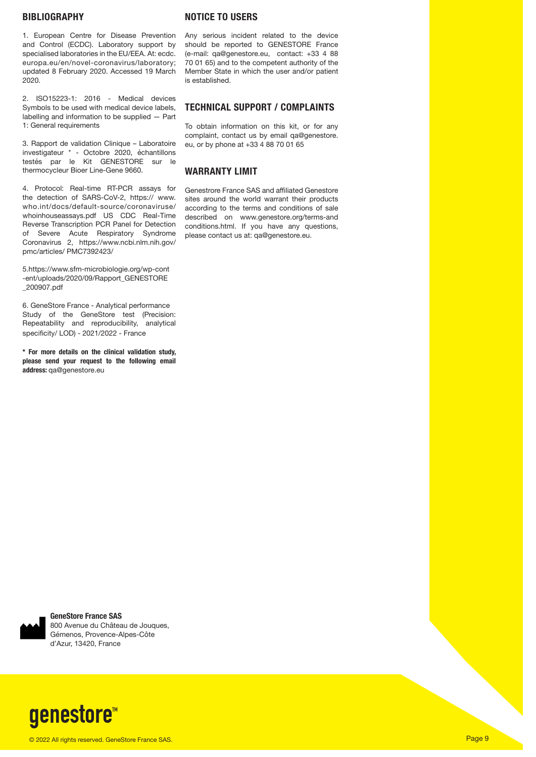## BIBLIOGRAPHY

1. European Centre for Disease Prevention and Control (ECDC). Laboratory support by specialised laboratories in the EU/EEA. At: ecdc.europa.eu/en/novel-coronavirus/laboratory; updated 8 February 2020. Accessed 19 March 2020.

2. ISO15223-1: 2016 - Medical devices Symbols to be used with medical device labels, labelling and information to be supplied — Part 1: General requirements

3. Rapport de validation Clinique – Laboratoire investigateur * - Octobre 2020, échantillons testés par le Kit GENESTORE sur le thermocycleur Bioer Line-Gene 9660.

4. Protocol: Real-time RT-PCR assays for the detection of SARS-CoV-2, https:// www.who.int/docs/default-source/coronaviruse/whoinhouseassays.pdf US CDC Real-Time Reverse Transcription PCR Panel for Detection of Severe Acute Respiratory Syndrome Coronavirus 2, https://www.ncbi.nlm.nih.gov/pmc/articles/ PMC7392423/

5.https://www.sfm-microbiologie.org/wp-content/uploads/2020/09/Rapport_GENESTORE_200907.pdf

6. GeneStore France - Analytical performance Study of the GeneStore test (Precision: Repeatability and reproducibility, analytical specificity/ LOD) - 2021/2022 - France

**\* For more details on the clinical validation study, please send your request to the following email address:** qa@genestore.eu

## NOTICE TO USERS

Any serious incident related to the device should be reported to GENESTORE France (e-mail: qa@genestore.eu, contact: +33 4 88 70 01 65) and to the competent authority of the Member State in which the user and/or patient is established.

## TECHNICAL SUPPORT / COMPLAINTS

To obtain information on this kit, or for any complaint, contact us by email qa@genestore.eu, or by phone at +33 4 88 70 01 65

## WARRANTY LIMIT

Genestrore France SAS and affiliated Genestore sites around the world warrant their products according to the terms and conditions of sale described on www.genestore.org/terms-and conditions.html. If you have any questions, please contact us at: qa@genestore.eu.

**GeneStore France SAS**
800 Avenue du Château de Jouques,
Gémenos, Provence-Alpes-Côte d'Azur, 13420, France

genestore™

© 2022 All rights reserved. GeneStore France SAS.